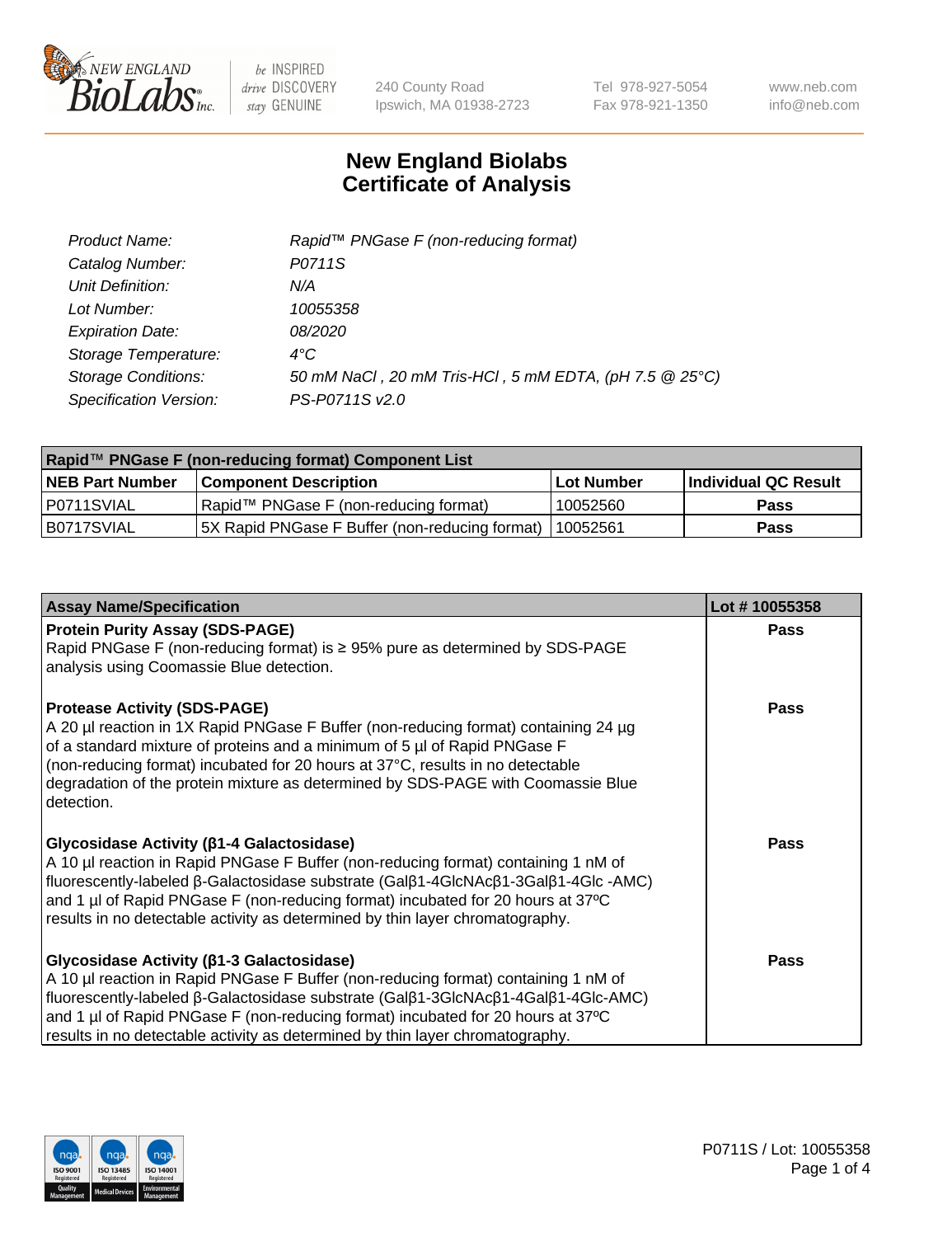# New England Biolabs Certificate of Analysis

| | |
|---|---|
| *Product Name:* | *Rapid™ PNGase F (non-reducing format)* |
| *Catalog Number:* | *P0711S* |
| *Unit Definition:* | *N/A* |
| *Lot Number:* | *10055358* |
| *Expiration Date:* | *08/2020* |
| *Storage Temperature:* | *4°C* |
| *Storage Conditions:* | *50 mM NaCl , 20 mM Tris-HCl , 5 mM EDTA, (pH 7.5 @ 25°C)* |
| *Specification Version:* | *PS-P0711S v2.0* |

| Rapid™ PNGase F (non-reducing format) Component List | | | |
|---|---|---|---|
| **NEB Part Number** | **Component Description** | **Lot Number** | **Individual QC Result** |
| P0711SVIAL | Rapid™ PNGase F (non-reducing format) | 10052560 | **Pass** |
| B0717SVIAL | 5X Rapid PNGase F Buffer (non-reducing format) | 10052561 | **Pass** |

| Assay Name/Specification | Lot # 10055358 |
|---|---|
| **Protein Purity Assay (SDS-PAGE)** Rapid PNGase F (non-reducing format) is ≥ 95% pure as determined by SDS-PAGE analysis using Coomassie Blue detection. | **Pass** |
| **Protease Activity (SDS-PAGE)** A 20 µl reaction in 1X Rapid PNGase F Buffer (non-reducing format) containing 24 µg of a standard mixture of proteins and a minimum of 5 µl of Rapid PNGase F (non-reducing format) incubated for 20 hours at 37°C, results in no detectable degradation of the protein mixture as determined by SDS-PAGE with Coomassie Blue detection. | **Pass** |
| **Glycosidase Activity (β1-4 Galactosidase)** A 10 µl reaction in Rapid PNGase F Buffer (non-reducing format) containing 1 nM of fluorescently-labeled β-Galactosidase substrate (Galβ1-4GlcNAcβ1-3Galβ1-4Glc -AMC) and 1 µl of Rapid PNGase F (non-reducing format) incubated for 20 hours at 37ºC results in no detectable activity as determined by thin layer chromatography. | **Pass** |
| **Glycosidase Activity (β1-3 Galactosidase)** A 10 µl reaction in Rapid PNGase F Buffer (non-reducing format) containing 1 nM of fluorescently-labeled β-Galactosidase substrate (Galβ1-3GlcNAcβ1-4Galβ1-4Glc-AMC) and 1 µl of Rapid PNGase F (non-reducing format) incubated for 20 hours at 37ºC results in no detectable activity as determined by thin layer chromatography. | **Pass** |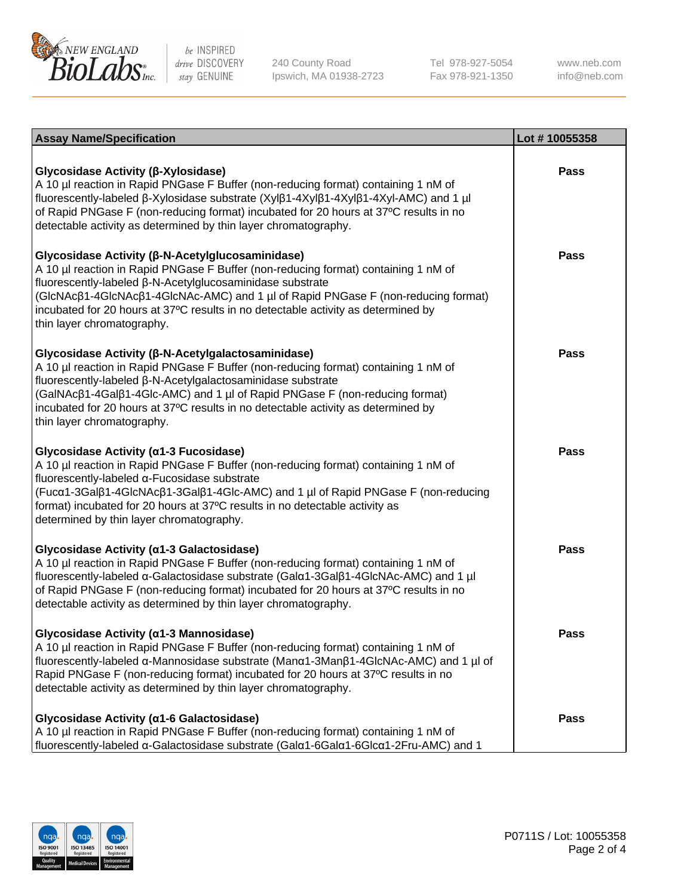| Assay Name/Specification | Lot # 10055358 |
| --- | --- |
| **Glycosidase Activity (β-Xylosidase)**<br>A 10 µl reaction in Rapid PNGase F Buffer (non-reducing format) containing 1 nM of fluorescently-labeled β-Xylosidase substrate (Xylβ1-4Xylβ1-4Xylβ1-4Xyl-AMC) and 1 µl of Rapid PNGase F (non-reducing format) incubated for 20 hours at 37ºC results in no detectable activity as determined by thin layer chromatography. | **Pass** |
| **Glycosidase Activity (β-N-Acetylglucosaminidase)**<br>A 10 µl reaction in Rapid PNGase F Buffer (non-reducing format) containing 1 nM of fluorescently-labeled β-N-Acetylglucosaminidase substrate (GlcNAcβ1-4GlcNAcβ1-4GlcNAc-AMC) and 1 µl of Rapid PNGase F (non-reducing format) incubated for 20 hours at 37ºC results in no detectable activity as determined by thin layer chromatography. | **Pass** |
| **Glycosidase Activity (β-N-Acetylgalactosaminidase)**<br>A 10 µl reaction in Rapid PNGase F Buffer (non-reducing format) containing 1 nM of fluorescently-labeled β-N-Acetylgalactosaminidase substrate (GalNAcβ1-4Galβ1-4Glc-AMC) and 1 µl of Rapid PNGase F (non-reducing format) incubated for 20 hours at 37ºC results in no detectable activity as determined by thin layer chromatography. | **Pass** |
| **Glycosidase Activity (α1-3 Fucosidase)**<br>A 10 µl reaction in Rapid PNGase F Buffer (non-reducing format) containing 1 nM of fluorescently-labeled α-Fucosidase substrate (Fucα1-3Galβ1-4GlcNAcβ1-3Galβ1-4Glc-AMC) and 1 µl of Rapid PNGase F (non-reducing format) incubated for 20 hours at 37ºC results in no detectable activity as determined by thin layer chromatography. | **Pass** |
| **Glycosidase Activity (α1-3 Galactosidase)**<br>A 10 µl reaction in Rapid PNGase F Buffer (non-reducing format) containing 1 nM of fluorescently-labeled α-Galactosidase substrate (Galα1-3Galβ1-4GlcNAc-AMC) and 1 µl of Rapid PNGase F (non-reducing format) incubated for 20 hours at 37ºC results in no detectable activity as determined by thin layer chromatography. | **Pass** |
| **Glycosidase Activity (α1-3 Mannosidase)**<br>A 10 µl reaction in Rapid PNGase F Buffer (non-reducing format) containing 1 nM of fluorescently-labeled α-Mannosidase substrate (Manα1-3Manβ1-4GlcNAc-AMC) and 1 µl of Rapid PNGase F (non-reducing format) incubated for 20 hours at 37ºC results in no detectable activity as determined by thin layer chromatography. | **Pass** |
| **Glycosidase Activity (α1-6 Galactosidase)**<br>A 10 µl reaction in Rapid PNGase F Buffer (non-reducing format) containing 1 nM of fluorescently-labeled α-Galactosidase substrate (Galα1-6Galα1-6Glcα1-2Fru-AMC) and 1 | **Pass** |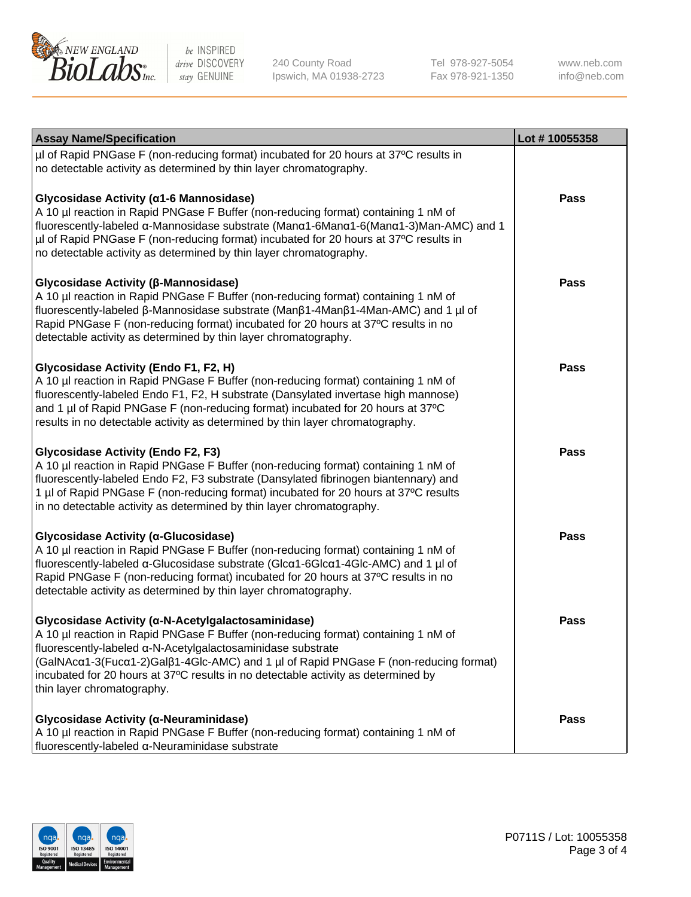| Assay Name/Specification | Lot # 10055358 |
| --- | --- |
| µl of Rapid PNGase F (non-reducing format) incubated for 20 hours at 37ºC results in no detectable activity as determined by thin layer chromatography. | |
| **Glycosidase Activity (α1-6 Mannosidase)** A 10 µl reaction in Rapid PNGase F Buffer (non-reducing format) containing 1 nM of fluorescently-labeled α-Mannosidase substrate (Manα1-6Manα1-6(Manα1-3)Man-AMC) and 1 µl of Rapid PNGase F (non-reducing format) incubated for 20 hours at 37ºC results in no detectable activity as determined by thin layer chromatography. | Pass |
| **Glycosidase Activity (β-Mannosidase)** A 10 µl reaction in Rapid PNGase F Buffer (non-reducing format) containing 1 nM of fluorescently-labeled β-Mannosidase substrate (Manβ1-4Manβ1-4Man-AMC) and 1 µl of Rapid PNGase F (non-reducing format) incubated for 20 hours at 37ºC results in no detectable activity as determined by thin layer chromatography. | Pass |
| **Glycosidase Activity (Endo F1, F2, H)** A 10 µl reaction in Rapid PNGase F Buffer (non-reducing format) containing 1 nM of fluorescently-labeled Endo F1, F2, H substrate (Dansylated invertase high mannose) and 1 µl of Rapid PNGase F (non-reducing format) incubated for 20 hours at 37ºC results in no detectable activity as determined by thin layer chromatography. | Pass |
| **Glycosidase Activity (Endo F2, F3)** A 10 µl reaction in Rapid PNGase F Buffer (non-reducing format) containing 1 nM of fluorescently-labeled Endo F2, F3 substrate (Dansylated fibrinogen biantennary) and 1 µl of Rapid PNGase F (non-reducing format) incubated for 20 hours at 37ºC results in no detectable activity as determined by thin layer chromatography. | Pass |
| **Glycosidase Activity (α-Glucosidase)** A 10 µl reaction in Rapid PNGase F Buffer (non-reducing format) containing 1 nM of fluorescently-labeled α-Glucosidase substrate (Glcα1-6Glcα1-4Glc-AMC) and 1 µl of Rapid PNGase F (non-reducing format) incubated for 20 hours at 37ºC results in no detectable activity as determined by thin layer chromatography. | Pass |
| **Glycosidase Activity (α-N-Acetylgalactosaminidase)** A 10 µl reaction in Rapid PNGase F Buffer (non-reducing format) containing 1 nM of fluorescently-labeled α-N-Acetylgalactosaminidase substrate (GalNAcα1-3(Fucα1-2)Galβ1-4Glc-AMC) and 1 µl of Rapid PNGase F (non-reducing format) incubated for 20 hours at 37ºC results in no detectable activity as determined by thin layer chromatography. | Pass |
| **Glycosidase Activity (α-Neuraminidase)** A 10 µl reaction in Rapid PNGase F Buffer (non-reducing format) containing 1 nM of fluorescently-labeled α-Neuraminidase substrate | Pass |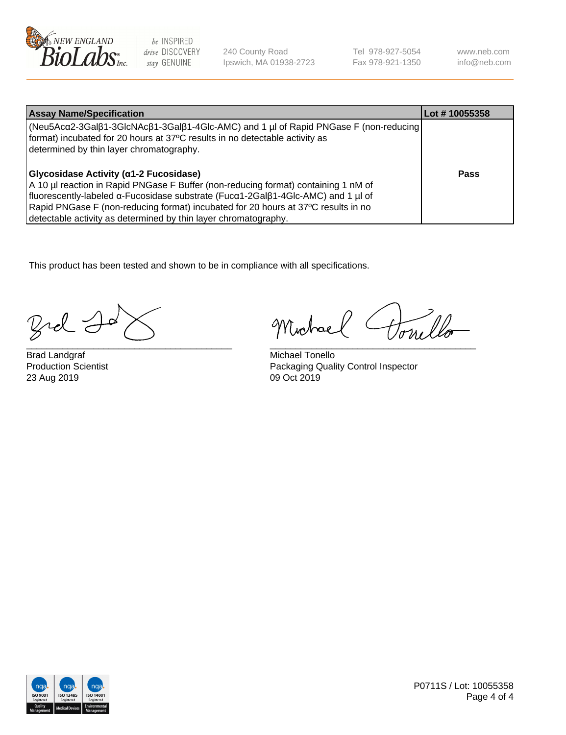NEW ENGLAND BioLabs Inc. — be INSPIRED drive DISCOVERY stay GENUINE

240 County Road
Ipswich, MA 01938-2723

Tel 978-927-5054
Fax 978-921-1350

www.neb.com
info@neb.com

| Assay Name/Specification | Lot # 10055358 |
|---|---|
| (Neu5Acα2-3Galβ1-3GlcNAcβ1-3Galβ1-4Glc-AMC) and 1 µl of Rapid PNGase F (non-reducing format) incubated for 20 hours at 37ºC results in no detectable activity as determined by thin layer chromatography. | |
| **Glycosidase Activity (α1-2 Fucosidase)**<br>A 10 µl reaction in Rapid PNGase F Buffer (non-reducing format) containing 1 nM of fluorescently-labeled α-Fucosidase substrate (Fucα1-2Galβ1-4Glc-AMC) and 1 µl of Rapid PNGase F (non-reducing format) incubated for 20 hours at 37ºC results in no detectable activity as determined by thin layer chromatography. | **Pass** |

This product has been tested and shown to be in compliance with all specifications.

Brad Landgraf
Production Scientist
23 Aug 2019

Michael Tonello
Packaging Quality Control Inspector
09 Oct 2019

P0711S / Lot: 10055358